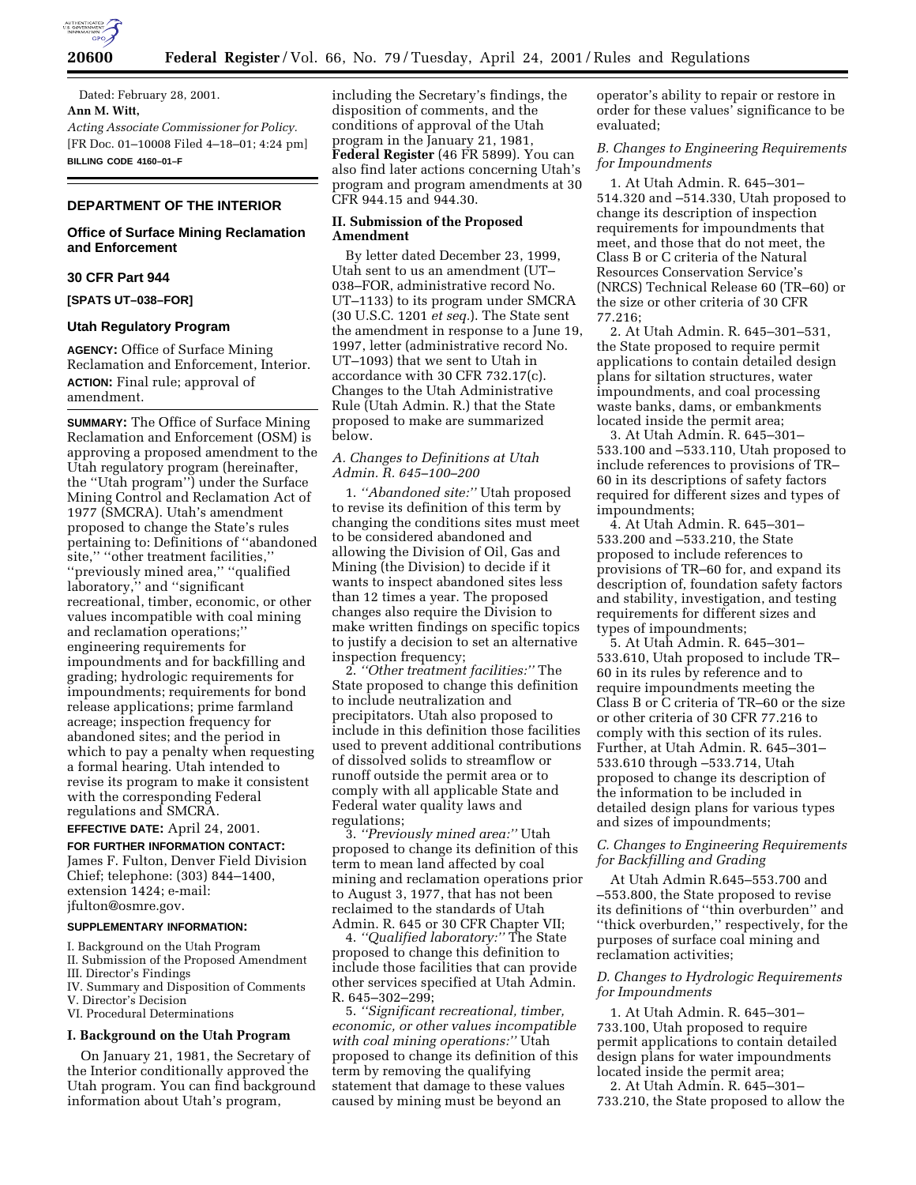Dated: February 28, 2001.

**Ann M. Witt,**

*Acting Associate Commissioner for Policy.*

[FR Doc. 01–10008 Filed 4–18–01; 4:24 pm]

**BILLING CODE 4160–01–F**

## DEPARTMENT OF THE INTERIOR

### Office of Surface Mining Reclamation and Enforcement

### 30 CFR Part 944

**[SPATS UT–038–FOR]**

### Utah Regulatory Program

**AGENCY:** Office of Surface Mining Reclamation and Enforcement, Interior.

**ACTION:** Final rule; approval of amendment.

**SUMMARY:** The Office of Surface Mining Reclamation and Enforcement (OSM) is approving a proposed amendment to the Utah regulatory program (hereinafter, the ''Utah program'') under the Surface Mining Control and Reclamation Act of 1977 (SMCRA). Utah's amendment proposed to change the State's rules pertaining to: Definitions of ''abandoned site,'' ''other treatment facilities,'' ''previously mined area,'' ''qualified laboratory,'' and ''significant recreational, timber, economic, or other values incompatible with coal mining and reclamation operations;'' engineering requirements for impoundments and for backfilling and grading; hydrologic requirements for impoundments; requirements for bond release applications; prime farmland acreage; inspection frequency for abandoned sites; and the period in which to pay a penalty when requesting a formal hearing. Utah intended to revise its program to make it consistent with the corresponding Federal regulations and SMCRA.

**EFFECTIVE DATE:** April 24, 2001.

**FOR FURTHER INFORMATION CONTACT:** James F. Fulton, Denver Field Division Chief; telephone: (303) 844–1400, extension 1424; e-mail: jfulton@osmre.gov.

**SUPPLEMENTARY INFORMATION:**

I. Background on the Utah Program
II. Submission of the Proposed Amendment
III. Director's Findings
IV. Summary and Disposition of Comments
V. Director's Decision
VI. Procedural Determinations

#### I. Background on the Utah Program

On January 21, 1981, the Secretary of the Interior conditionally approved the Utah program. You can find background information about Utah's program, including the Secretary's findings, the disposition of comments, and the conditions of approval of the Utah program in the January 21, 1981, **Federal Register** (46 FR 5899). You can also find later actions concerning Utah's program and program amendments at 30 CFR 944.15 and 944.30.

#### II. Submission of the Proposed Amendment

By letter dated December 23, 1999, Utah sent to us an amendment (UT–038–FOR, administrative record No. UT–1133) to its program under SMCRA (30 U.S.C. 1201 *et seq.*). The State sent the amendment in response to a June 19, 1997, letter (administrative record No. UT–1093) that we sent to Utah in accordance with 30 CFR 732.17(c). Changes to the Utah Administrative Rule (Utah Admin. R.) that the State proposed to make are summarized below.

*A. Changes to Definitions at Utah Admin. R. 645–100–200*

1. *''Abandoned site:''* Utah proposed to revise its definition of this term by changing the conditions sites must meet to be considered abandoned and allowing the Division of Oil, Gas and Mining (the Division) to decide if it wants to inspect abandoned sites less than 12 times a year. The proposed changes also require the Division to make written findings on specific topics to justify a decision to set an alternative inspection frequency;

2. *''Other treatment facilities:''* The State proposed to change this definition to include neutralization and precipitators. Utah also proposed to include in this definition those facilities used to prevent additional contributions of dissolved solids to streamflow or runoff outside the permit area or to comply with all applicable State and Federal water quality laws and regulations;

3. *''Previously mined area:''* Utah proposed to change its definition of this term to mean land affected by coal mining and reclamation operations prior to August 3, 1977, that has not been reclaimed to the standards of Utah Admin. R. 645 or 30 CFR Chapter VII;

4. *''Qualified laboratory:''* The State proposed to change this definition to include those facilities that can provide other services specified at Utah Admin. R. 645–302–299;

5. *''Significant recreational, timber, economic, or other values incompatible with coal mining operations:''* Utah proposed to change its definition of this term by removing the qualifying statement that damage to these values caused by mining must be beyond an operator's ability to repair or restore in order for these values' significance to be evaluated;

*B. Changes to Engineering Requirements for Impoundments*

1. At Utah Admin. R. 645–301–514.320 and –514.330, Utah proposed to change its description of inspection requirements for impoundments that meet, and those that do not meet, the Class B or C criteria of the Natural Resources Conservation Service's (NRCS) Technical Release 60 (TR–60) or the size or other criteria of 30 CFR 77.216;

2. At Utah Admin. R. 645–301–531, the State proposed to require permit applications to contain detailed design plans for siltation structures, water impoundments, and coal processing waste banks, dams, or embankments located inside the permit area;

3. At Utah Admin. R. 645–301–533.100 and –533.110, Utah proposed to include references to provisions of TR–60 in its descriptions of safety factors required for different sizes and types of impoundments;

4. At Utah Admin. R. 645–301–533.200 and –533.210, the State proposed to include references to provisions of TR–60 for, and expand its description of, foundation safety factors and stability, investigation, and testing requirements for different sizes and types of impoundments;

5. At Utah Admin. R. 645–301–533.610, Utah proposed to include TR–60 in its rules by reference and to require impoundments meeting the Class B or C criteria of TR–60 or the size or other criteria of 30 CFR 77.216 to comply with this section of its rules. Further, at Utah Admin. R. 645–301–533.610 through –533.714, Utah proposed to change its description of the information to be included in detailed design plans for various types and sizes of impoundments;

*C. Changes to Engineering Requirements for Backfilling and Grading*

At Utah Admin R.645–553.700 and –553.800, the State proposed to revise its definitions of ''thin overburden'' and ''thick overburden,'' respectively, for the purposes of surface coal mining and reclamation activities;

*D. Changes to Hydrologic Requirements for Impoundments*

1. At Utah Admin. R. 645–301–733.100, Utah proposed to require permit applications to contain detailed design plans for water impoundments located inside the permit area;

2. At Utah Admin. R. 645–301–733.210, the State proposed to allow the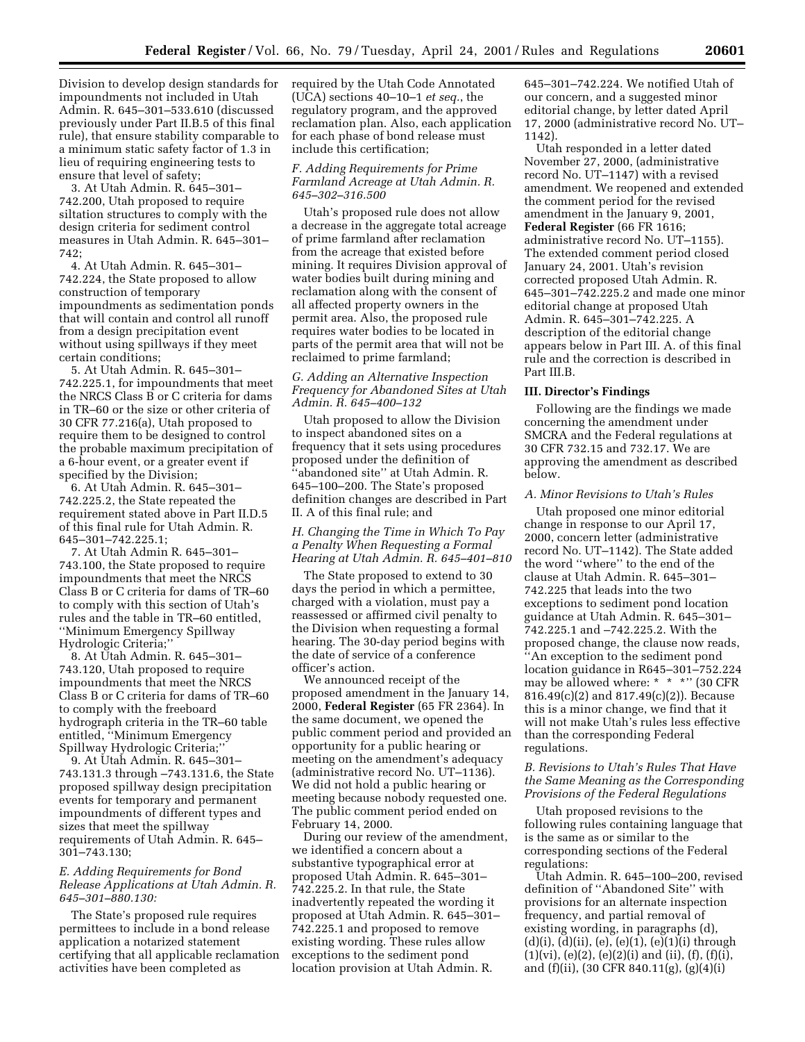Division to develop design standards for impoundments not included in Utah Admin. R. 645–301–533.610 (discussed previously under Part II.B.5 of this final rule), that ensure stability comparable to a minimum static safety factor of 1.3 in lieu of requiring engineering tests to ensure that level of safety;

3. At Utah Admin. R. 645–301–742.200, Utah proposed to require siltation structures to comply with the design criteria for sediment control measures in Utah Admin. R. 645–301–742;

4. At Utah Admin. R. 645–301–742.224, the State proposed to allow construction of temporary impoundments as sedimentation ponds that will contain and control all runoff from a design precipitation event without using spillways if they meet certain conditions;

5. At Utah Admin. R. 645–301–742.225.1, for impoundments that meet the NRCS Class B or C criteria for dams in TR–60 or the size or other criteria of 30 CFR 77.216(a), Utah proposed to require them to be designed to control the probable maximum precipitation of a 6-hour event, or a greater event if specified by the Division;

6. At Utah Admin. R. 645–301–742.225.2, the State repeated the requirement stated above in Part II.D.5 of this final rule for Utah Admin. R. 645–301–742.225.1;

7. At Utah Admin R. 645–301–743.100, the State proposed to require impoundments that meet the NRCS Class B or C criteria for dams of TR–60 to comply with this section of Utah's rules and the table in TR–60 entitled, ''Minimum Emergency Spillway Hydrologic Criteria;''

8. At Utah Admin. R. 645–301–743.120, Utah proposed to require impoundments that meet the NRCS Class B or C criteria for dams of TR–60 to comply with the freeboard hydrograph criteria in the TR–60 table entitled, ''Minimum Emergency Spillway Hydrologic Criteria;''

9. At Utah Admin. R. 645–301–743.131.3 through –743.131.6, the State proposed spillway design precipitation events for temporary and permanent impoundments of different types and sizes that meet the spillway requirements of Utah Admin. R. 645–301–743.130;

*E. Adding Requirements for Bond Release Applications at Utah Admin. R. 645–301–880.130:*

The State's proposed rule requires permittees to include in a bond release application a notarized statement certifying that all applicable reclamation activities have been completed as required by the Utah Code Annotated (UCA) sections 40–10–1 *et seq.*, the regulatory program, and the approved reclamation plan. Also, each application for each phase of bond release must include this certification;

*F. Adding Requirements for Prime Farmland Acreage at Utah Admin. R. 645–302–316.500*

Utah's proposed rule does not allow a decrease in the aggregate total acreage of prime farmland after reclamation from the acreage that existed before mining. It requires Division approval of water bodies built during mining and reclamation along with the consent of all affected property owners in the permit area. Also, the proposed rule requires water bodies to be located in parts of the permit area that will not be reclaimed to prime farmland;

*G. Adding an Alternative Inspection Frequency for Abandoned Sites at Utah Admin. R. 645–400–132*

Utah proposed to allow the Division to inspect abandoned sites on a frequency that it sets using procedures proposed under the definition of ''abandoned site'' at Utah Admin. R. 645–100–200. The State's proposed definition changes are described in Part II. A of this final rule; and

*H. Changing the Time in Which To Pay a Penalty When Requesting a Formal Hearing at Utah Admin. R. 645–401–810*

The State proposed to extend to 30 days the period in which a permittee, charged with a violation, must pay a reassessed or affirmed civil penalty to the Division when requesting a formal hearing. The 30-day period begins with the date of service of a conference officer's action.

We announced receipt of the proposed amendment in the January 14, 2000, **Federal Register** (65 FR 2364). In the same document, we opened the public comment period and provided an opportunity for a public hearing or meeting on the amendment's adequacy (administrative record No. UT–1136). We did not hold a public hearing or meeting because nobody requested one. The public comment period ended on February 14, 2000.

During our review of the amendment, we identified a concern about a substantive typographical error at proposed Utah Admin. R. 645–301–742.225.2. In that rule, the State inadvertently repeated the wording it proposed at Utah Admin. R. 645–301–742.225.1 and proposed to remove existing wording. These rules allow exceptions to the sediment pond location provision at Utah Admin. R. 645–301–742.224. We notified Utah of our concern, and a suggested minor editorial change, by letter dated April 17, 2000 (administrative record No. UT–1142).

Utah responded in a letter dated November 27, 2000, (administrative record No. UT–1147) with a revised amendment. We reopened and extended the comment period for the revised amendment in the January 9, 2001, **Federal Register** (66 FR 1616; administrative record No. UT–1155). The extended comment period closed January 24, 2001. Utah's revision corrected proposed Utah Admin. R. 645–301–742.225.2 and made one minor editorial change at proposed Utah Admin. R. 645–301–742.225. A description of the editorial change appears below in Part III. A. of this final rule and the correction is described in Part III.B.

## III. Director's Findings

Following are the findings we made concerning the amendment under SMCRA and the Federal regulations at 30 CFR 732.15 and 732.17. We are approving the amendment as described below.

*A. Minor Revisions to Utah's Rules*

Utah proposed one minor editorial change in response to our April 17, 2000, concern letter (administrative record No. UT–1142). The State added the word ''where'' to the end of the clause at Utah Admin. R. 645–301–742.225 that leads into the two exceptions to sediment pond location guidance at Utah Admin. R. 645–301–742.225.1 and –742.225.2. With the proposed change, the clause now reads, ''An exception to the sediment pond location guidance in R645–301–752.224 may be allowed where: * * *'' (30 CFR 816.49(c)(2) and 817.49(c)(2)). Because this is a minor change, we find that it will not make Utah's rules less effective than the corresponding Federal regulations.

*B. Revisions to Utah's Rules That Have the Same Meaning as the Corresponding Provisions of the Federal Regulations*

Utah proposed revisions to the following rules containing language that is the same as or similar to the corresponding sections of the Federal regulations:

Utah Admin. R. 645–100–200, revised definition of ''Abandoned Site'' with provisions for an alternate inspection frequency, and partial removal of existing wording, in paragraphs (d), (d)(i), (d)(ii), (e), (e)(1), (e)(1)(i) through (1)(vi), (e)(2), (e)(2)(i) and (ii), (f), (f)(i), and (f)(ii), (30 CFR 840.11(g), (g)(4)(i)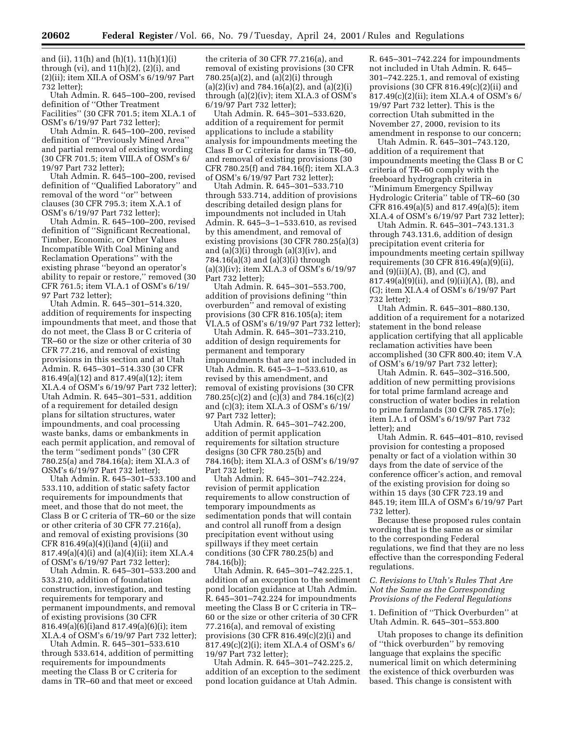and (ii), 11(h) and (h)(1), 11(h)(1)(i) through (vi), and 11(h)(2), (2)(i), and (2)(ii); item XII.A of OSM's 6/19/97 Part 732 letter);

Utah Admin. R. 645–100–200, revised definition of ''Other Treatment Facilities'' (30 CFR 701.5; item XI.A.1 of OSM's 6/19/97 Part 732 letter);

Utah Admin. R. 645–100–200, revised definition of ''Previously Mined Area'' and partial removal of existing wording (30 CFR 701.5; item VIII.A of OSM's 6/19/97 Part 732 letter);

Utah Admin. R. 645–100–200, revised definition of ''Qualified Laboratory'' and removal of the word ''or'' between clauses (30 CFR 795.3; item X.A.1 of OSM's 6/19/97 Part 732 letter);

Utah Admin. R. 645–100–200, revised definition of ''Significant Recreational, Timber, Economic, or Other Values Incompatible With Coal Mining and Reclamation Operations'' with the existing phrase ''beyond an operator's ability to repair or restore,'' removed (30 CFR 761.5; item VI.A.1 of OSM's 6/19/97 Part 732 letter);

Utah Admin. R. 645–301–514.320, addition of requirements for inspecting impoundments that meet, and those that do not meet, the Class B or C criteria of TR–60 or the size or other criteria of 30 CFR 77.216, and removal of existing provisions in this section and at Utah Admin. R. 645–301–514.330 (30 CFR 816.49(a)(12) and 817.49(a)(12); item XI.A.4 of OSM's 6/19/97 Part 732 letter);

Utah Admin. R. 645–301–531, addition of a requirement for detailed design plans for siltation structures, water impoundments, and coal processing waste banks, dams or embankments in each permit application, and removal of the term ''sediment ponds'' (30 CFR 780.25(a) and 784.16(a); item XI.A.3 of OSM's 6/19/97 Part 732 letter);

Utah Admin. R. 645–301–533.100 and 533.110, addition of static safety factor requirements for impoundments that meet, and those that do not meet, the Class B or C criteria of TR–60 or the size or other criteria of 30 CFR 77.216(a), and removal of existing provisions (30 CFR 816.49(a)(4)(i)and (4)(ii) and 817.49(a)(4)(i) and (a)(4)(ii); item XI.A.4 of OSM's 6/19/97 Part 732 letter);

Utah Admin. R. 645–301–533.200 and 533.210, addition of foundation construction, investigation, and testing requirements for temporary and permanent impoundments, and removal of existing provisions (30 CFR 816.49(a)(6)(i)and 817.49(a)(6)(i); item XI.A.4 of OSM's 6/19/97 Part 732 letter);

Utah Admin. R. 645–301–533.610 through 533.614, addition of permitting requirements for impoundments meeting the Class B or C criteria for dams in TR–60 and that meet or exceed the criteria of 30 CFR 77.216(a), and removal of existing provisions (30 CFR 780.25(a)(2), and (a)(2)(i) through (a)(2)(iv) and 784.16(a)(2), and (a)(2)(i) through (a)(2)(iv); item XI.A.3 of OSM's 6/19/97 Part 732 letter);

Utah Admin. R. 645–301–533.620, addition of a requirement for permit applications to include a stability analysis for impoundments meeting the Class B or C criteria for dams in TR–60, and removal of existing provisions (30 CFR 780.25(f) and 784.16(f); item XI.A.3 of OSM's 6/19/97 Part 732 letter);

Utah Admin. R. 645–301–533.710 through 533.714, addition of provisions describing detailed design plans for impoundments not included in Utah Admin. R. 645–3–1–533.610, as revised by this amendment, and removal of existing provisions (30 CFR 780.25(a)(3) and (a)(3)(i) through (a)(3)(iv), and 784.16(a)(3) and (a)(3)(i) through (a)(3)(iv); item XI.A.3 of OSM's 6/19/97 Part 732 letter);

Utah Admin. R. 645–301–553.700, addition of provisions defining ''thin overburden'' and removal of existing provisions (30 CFR 816.105(a); item VI.A.5 of OSM's 6/19/97 Part 732 letter);

Utah Admin. R. 645–301–733.210, addition of design requirements for permanent and temporary impoundments that are not included in Utah Admin. R. 645–3–1–533.610, as revised by this amendment, and removal of existing provisions (30 CFR 780.25(c)(2) and (c)(3) and 784.16(c)(2) and (c)(3); item XI.A.3 of OSM's 6/19/97 Part 732 letter);

Utah Admin. R. 645–301–742.200, addition of permit application requirements for siltation structure designs (30 CFR 780.25(b) and 784.16(b); item XI.A.3 of OSM's 6/19/97 Part 732 letter);

Utah Admin. R. 645–301–742.224, revision of permit application requirements to allow construction of temporary impoundments as sedimentation ponds that will contain and control all runoff from a design precipitation event without using spillways if they meet certain conditions (30 CFR 780.25(b) and 784.16(b));

Utah Admin. R. 645–301–742.225.1, addition of an exception to the sediment pond location guidance at Utah Admin. R. 645–301–742.224 for impoundments meeting the Class B or C criteria in TR–60 or the size or other criteria of 30 CFR 77.216(a), and removal of existing provisions (30 CFR 816.49(c)(2)(i) and 817.49(c)(2)(i); item XI.A.4 of OSM's 6/19/97 Part 732 letter);

Utah Admin. R. 645–301–742.225.2, addition of an exception to the sediment pond location guidance at Utah Admin. R. 645–301–742.224 for impoundments not included in Utah Admin. R. 645–301–742.225.1, and removal of existing provisions (30 CFR 816.49(c)(2)(ii) and 817.49(c)(2)(ii); item XI.A.4 of OSM's 6/19/97 Part 732 letter). This is the correction Utah submitted in the November 27, 2000, revision to its amendment in response to our concern;

Utah Admin. R. 645–301–743.120, addition of a requirement that impoundments meeting the Class B or C criteria of TR–60 comply with the freeboard hydrograph criteria in ''Minimum Emergency Spillway Hydrologic Criteria'' table of TR–60 (30 CFR 816.49(a)(5) and 817.49(a)(5); item XI.A.4 of OSM's 6/19/97 Part 732 letter);

Utah Admin. R. 645–301–743.131.3 through 743.131.6, addition of design precipitation event criteria for impoundments meeting certain spillway requirements (30 CFR 816.49(a)(9)(ii), and (9)(ii)(A), (B), and (C), and 817.49(a)(9)(ii), and (9)(ii)(A), (B), and (C); item XI.A.4 of OSM's 6/19/97 Part 732 letter);

Utah Admin. R. 645–301–880.130, addition of a requirement for a notarized statement in the bond release application certifying that all applicable reclamation activities have been accomplished (30 CFR 800.40; item V.A of OSM's 6/19/97 Part 732 letter);

Utah Admin. R. 645–302–316.500, addition of new permitting provisions for total prime farmland acreage and construction of water bodies in relation to prime farmlands (30 CFR 785.17(e); item I.A.1 of OSM's 6/19/97 Part 732 letter); and

Utah Admin. R. 645–401–810, revised provision for contesting a proposed penalty or fact of a violation within 30 days from the date of service of the conference officer's action, and removal of the existing provision for doing so within 15 days (30 CFR 723.19 and 845.19; item III.A of OSM's 6/19/97 Part 732 letter).

Because these proposed rules contain wording that is the same as or similar to the corresponding Federal regulations, we find that they are no less effective than the corresponding Federal regulations.

### *C. Revisions to Utah's Rules That Are Not the Same as the Corresponding Provisions of the Federal Regulations*

1. Definition of ''Thick Overburden'' at Utah Admin. R. 645–301–553.800

Utah proposes to change its definition of ''thick overburden'' by removing language that explains the specific numerical limit on which determining the existence of thick overburden was based. This change is consistent with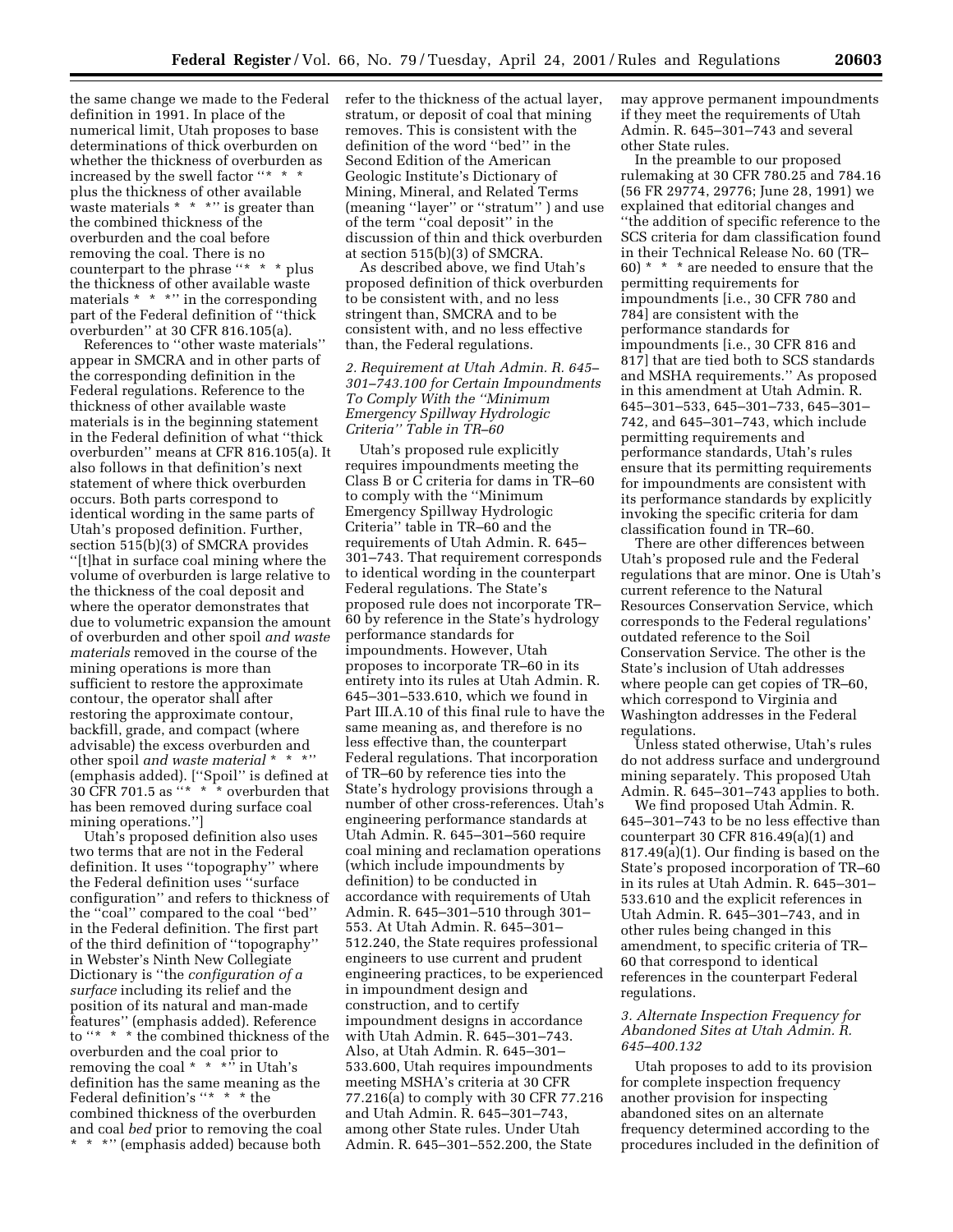the same change we made to the Federal definition in 1991. In place of the numerical limit, Utah proposes to base determinations of thick overburden on whether the thickness of overburden as increased by the swell factor ''* * * plus the thickness of other available waste materials * * *'' is greater than the combined thickness of the overburden and the coal before removing the coal. There is no counterpart to the phrase ''* * * plus the thickness of other available waste materials * * *'' in the corresponding part of the Federal definition of ''thick overburden'' at 30 CFR 816.105(a).

References to ''other waste materials'' appear in SMCRA and in other parts of the corresponding definition in the Federal regulations. Reference to the thickness of other available waste materials is in the beginning statement in the Federal definition of what ''thick overburden'' means at CFR 816.105(a). It also follows in that definition's next statement of where thick overburden occurs. Both parts correspond to identical wording in the same parts of Utah's proposed definition. Further, section 515(b)(3) of SMCRA provides ''[t]hat in surface coal mining where the volume of overburden is large relative to the thickness of the coal deposit and where the operator demonstrates that due to volumetric expansion the amount of overburden and other spoil *and waste materials* removed in the course of the mining operations is more than sufficient to restore the approximate contour, the operator shall after restoring the approximate contour, backfill, grade, and compact (where advisable) the excess overburden and other spoil *and waste material* * * *'' (emphasis added). [''Spoil'' is defined at 30 CFR 701.5 as ''* * * overburden that has been removed during surface coal mining operations.'']

Utah's proposed definition also uses two terms that are not in the Federal definition. It uses ''topography'' where the Federal definition uses ''surface configuration'' and refers to thickness of the ''coal'' compared to the coal ''bed'' in the Federal definition. The first part of the third definition of ''topography'' in Webster's Ninth New Collegiate Dictionary is ''the *configuration of a surface* including its relief and the position of its natural and man-made features'' (emphasis added). Reference to ''* * * the combined thickness of the overburden and the coal prior to removing the coal * * *'' in Utah's definition has the same meaning as the Federal definition's ''* * * the combined thickness of the overburden and coal *bed* prior to removing the coal * * *'' (emphasis added) because both refer to the thickness of the actual layer, stratum, or deposit of coal that mining removes. This is consistent with the definition of the word ''bed'' in the Second Edition of the American Geologic Institute's Dictionary of Mining, Mineral, and Related Terms (meaning ''layer'' or ''stratum'' ) and use of the term ''coal deposit'' in the discussion of thin and thick overburden at section 515(b)(3) of SMCRA.

As described above, we find Utah's proposed definition of thick overburden to be consistent with, and no less stringent than, SMCRA and to be consistent with, and no less effective than, the Federal regulations.

### *2. Requirement at Utah Admin. R. 645–301–743.100 for Certain Impoundments To Comply With the ''Minimum Emergency Spillway Hydrologic Criteria'' Table in TR–60*

Utah's proposed rule explicitly requires impoundments meeting the Class B or C criteria for dams in TR–60 to comply with the ''Minimum Emergency Spillway Hydrologic Criteria'' table in TR–60 and the requirements of Utah Admin. R. 645–301–743. That requirement corresponds to identical wording in the counterpart Federal regulations. The State's proposed rule does not incorporate TR–60 by reference in the State's hydrology performance standards for impoundments. However, Utah proposes to incorporate TR–60 in its entirety into its rules at Utah Admin. R. 645–301–533.610, which we found in Part III.A.10 of this final rule to have the same meaning as, and therefore is no less effective than, the counterpart Federal regulations. That incorporation of TR–60 by reference ties into the State's hydrology provisions through a number of other cross-references. Utah's engineering performance standards at Utah Admin. R. 645–301–560 require coal mining and reclamation operations (which include impoundments by definition) to be conducted in accordance with requirements of Utah Admin. R. 645–301–510 through 301–553. At Utah Admin. R. 645–301–512.240, the State requires professional engineers to use current and prudent engineering practices, to be experienced in impoundment design and construction, and to certify impoundment designs in accordance with Utah Admin. R. 645–301–743. Also, at Utah Admin. R. 645–301–533.600, Utah requires impoundments meeting MSHA's criteria at 30 CFR 77.216(a) to comply with 30 CFR 77.216 and Utah Admin. R. 645–301–743, among other State rules. Under Utah Admin. R. 645–301–552.200, the State may approve permanent impoundments if they meet the requirements of Utah Admin. R. 645–301–743 and several other State rules.

In the preamble to our proposed rulemaking at 30 CFR 780.25 and 784.16 (56 FR 29774, 29776; June 28, 1991) we explained that editorial changes and ''the addition of specific reference to the SCS criteria for dam classification found in their Technical Release No. 60 (TR–60) * * * are needed to ensure that the permitting requirements for impoundments [i.e., 30 CFR 780 and 784] are consistent with the performance standards for impoundments [i.e., 30 CFR 816 and 817] that are tied both to SCS standards and MSHA requirements.'' As proposed in this amendment at Utah Admin. R. 645–301–533, 645–301–733, 645–301–742, and 645–301–743, which include permitting requirements and performance standards, Utah's rules ensure that its permitting requirements for impoundments are consistent with its performance standards by explicitly invoking the specific criteria for dam classification found in TR–60.

There are other differences between Utah's proposed rule and the Federal regulations that are minor. One is Utah's current reference to the Natural Resources Conservation Service, which corresponds to the Federal regulations' outdated reference to the Soil Conservation Service. The other is the State's inclusion of Utah addresses where people can get copies of TR–60, which correspond to Virginia and Washington addresses in the Federal regulations.

Unless stated otherwise, Utah's rules do not address surface and underground mining separately. This proposed Utah Admin. R. 645–301–743 applies to both.

We find proposed Utah Admin. R. 645–301–743 to be no less effective than counterpart 30 CFR 816.49(a)(1) and 817.49(a)(1). Our finding is based on the State's proposed incorporation of TR–60 in its rules at Utah Admin. R. 645–301–533.610 and the explicit references in Utah Admin. R. 645–301–743, and in other rules being changed in this amendment, to specific criteria of TR–60 that correspond to identical references in the counterpart Federal regulations.

### *3. Alternate Inspection Frequency for Abandoned Sites at Utah Admin. R. 645–400.132*

Utah proposes to add to its provision for complete inspection frequency another provision for inspecting abandoned sites on an alternate frequency determined according to the procedures included in the definition of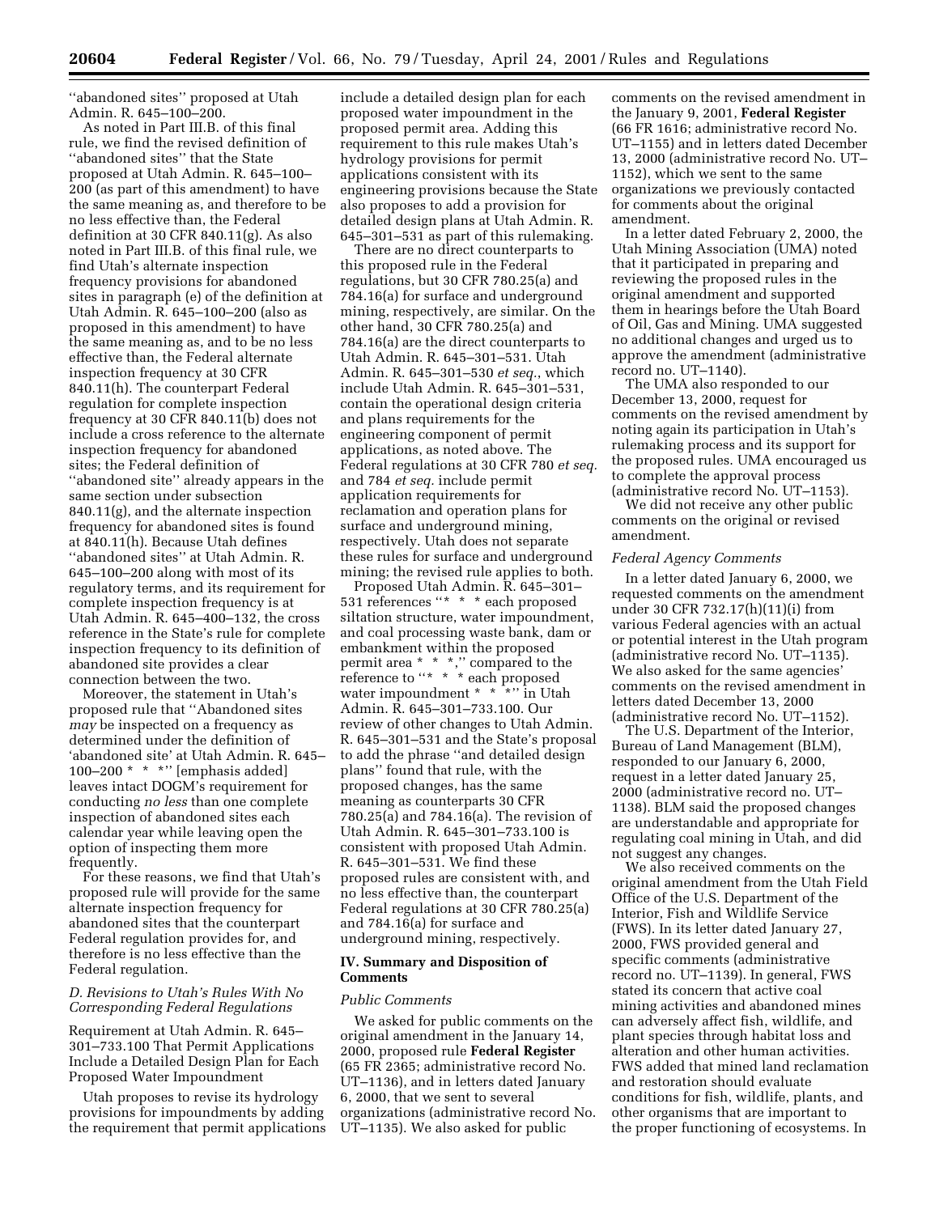''abandoned sites'' proposed at Utah Admin. R. 645–100–200.

As noted in Part III.B. of this final rule, we find the revised definition of ''abandoned sites'' that the State proposed at Utah Admin. R. 645–100–200 (as part of this amendment) to have the same meaning as, and therefore to be no less effective than, the Federal definition at 30 CFR 840.11(g). As also noted in Part III.B. of this final rule, we find Utah's alternate inspection frequency provisions for abandoned sites in paragraph (e) of the definition at Utah Admin. R. 645–100–200 (also as proposed in this amendment) to have the same meaning as, and to be no less effective than, the Federal alternate inspection frequency at 30 CFR 840.11(h). The counterpart Federal regulation for complete inspection frequency at 30 CFR 840.11(b) does not include a cross reference to the alternate inspection frequency for abandoned sites; the Federal definition of ''abandoned site'' already appears in the same section under subsection 840.11(g), and the alternate inspection frequency for abandoned sites is found at 840.11(h). Because Utah defines ''abandoned sites'' at Utah Admin. R. 645–100–200 along with most of its regulatory terms, and its requirement for complete inspection frequency is at Utah Admin. R. 645–400–132, the cross reference in the State's rule for complete inspection frequency to its definition of abandoned site provides a clear connection between the two.

Moreover, the statement in Utah's proposed rule that ''Abandoned sites *may* be inspected on a frequency as determined under the definition of 'abandoned site' at Utah Admin. R. 645–100–200 * * *'' [emphasis added] leaves intact DOGM's requirement for conducting *no less* than one complete inspection of abandoned sites each calendar year while leaving open the option of inspecting them more frequently.

For these reasons, we find that Utah's proposed rule will provide for the same alternate inspection frequency for abandoned sites that the counterpart Federal regulation provides for, and therefore is no less effective than the Federal regulation.

### *D. Revisions to Utah's Rules With No Corresponding Federal Regulations*

Requirement at Utah Admin. R. 645–301–733.100 That Permit Applications Include a Detailed Design Plan for Each Proposed Water Impoundment

Utah proposes to revise its hydrology provisions for impoundments by adding the requirement that permit applications include a detailed design plan for each proposed water impoundment in the proposed permit area. Adding this requirement to this rule makes Utah's hydrology provisions for permit applications consistent with its engineering provisions because the State also proposes to add a provision for detailed design plans at Utah Admin. R. 645–301–531 as part of this rulemaking.

There are no direct counterparts to this proposed rule in the Federal regulations, but 30 CFR 780.25(a) and 784.16(a) for surface and underground mining, respectively, are similar. On the other hand, 30 CFR 780.25(a) and 784.16(a) are the direct counterparts to Utah Admin. R. 645–301–531. Utah Admin. R. 645–301–530 *et seq.*, which include Utah Admin. R. 645–301–531, contain the operational design criteria and plans requirements for the engineering component of permit applications, as noted above. The Federal regulations at 30 CFR 780 *et seq.* and 784 *et seq.* include permit application requirements for reclamation and operation plans for surface and underground mining, respectively. Utah does not separate these rules for surface and underground mining; the revised rule applies to both.

Proposed Utah Admin. R. 645–301–531 references ''* * * each proposed siltation structure, water impoundment, and coal processing waste bank, dam or embankment within the proposed permit area * * *,'' compared to the reference to ''* * * each proposed water impoundment * * *'' in Utah Admin. R. 645–301–733.100. Our review of other changes to Utah Admin. R. 645–301–531 and the State's proposal to add the phrase ''and detailed design plans'' found that rule, with the proposed changes, has the same meaning as counterparts 30 CFR 780.25(a) and 784.16(a). The revision of Utah Admin. R. 645–301–733.100 is consistent with proposed Utah Admin. R. 645–301–531. We find these proposed rules are consistent with, and no less effective than, the counterpart Federal regulations at 30 CFR 780.25(a) and 784.16(a) for surface and underground mining, respectively.

## IV. Summary and Disposition of Comments

### *Public Comments*

We asked for public comments on the original amendment in the January 14, 2000, proposed rule **Federal Register** (65 FR 2365; administrative record No. UT–1136), and in letters dated January 6, 2000, that we sent to several organizations (administrative record No. UT–1135). We also asked for public comments on the revised amendment in the January 9, 2001, **Federal Register** (66 FR 1616; administrative record No. UT–1155) and in letters dated December 13, 2000 (administrative record No. UT–1152), which we sent to the same organizations we previously contacted for comments about the original amendment.

In a letter dated February 2, 2000, the Utah Mining Association (UMA) noted that it participated in preparing and reviewing the proposed rules in the original amendment and supported them in hearings before the Utah Board of Oil, Gas and Mining. UMA suggested no additional changes and urged us to approve the amendment (administrative record no. UT–1140).

The UMA also responded to our December 13, 2000, request for comments on the revised amendment by noting again its participation in Utah's rulemaking process and its support for the proposed rules. UMA encouraged us to complete the approval process (administrative record No. UT–1153).

We did not receive any other public comments on the original or revised amendment.

### *Federal Agency Comments*

In a letter dated January 6, 2000, we requested comments on the amendment under 30 CFR 732.17(h)(11)(i) from various Federal agencies with an actual or potential interest in the Utah program (administrative record No. UT–1135). We also asked for the same agencies' comments on the revised amendment in letters dated December 13, 2000 (administrative record No. UT–1152).

The U.S. Department of the Interior, Bureau of Land Management (BLM), responded to our January 6, 2000, request in a letter dated January 25, 2000 (administrative record no. UT–1138). BLM said the proposed changes are understandable and appropriate for regulating coal mining in Utah, and did not suggest any changes.

We also received comments on the original amendment from the Utah Field Office of the U.S. Department of the Interior, Fish and Wildlife Service (FWS). In its letter dated January 27, 2000, FWS provided general and specific comments (administrative record no. UT–1139). In general, FWS stated its concern that active coal mining activities and abandoned mines can adversely affect fish, wildlife, and plant species through habitat loss and alteration and other human activities. FWS added that mined land reclamation and restoration should evaluate conditions for fish, wildlife, plants, and other organisms that are important to the proper functioning of ecosystems. In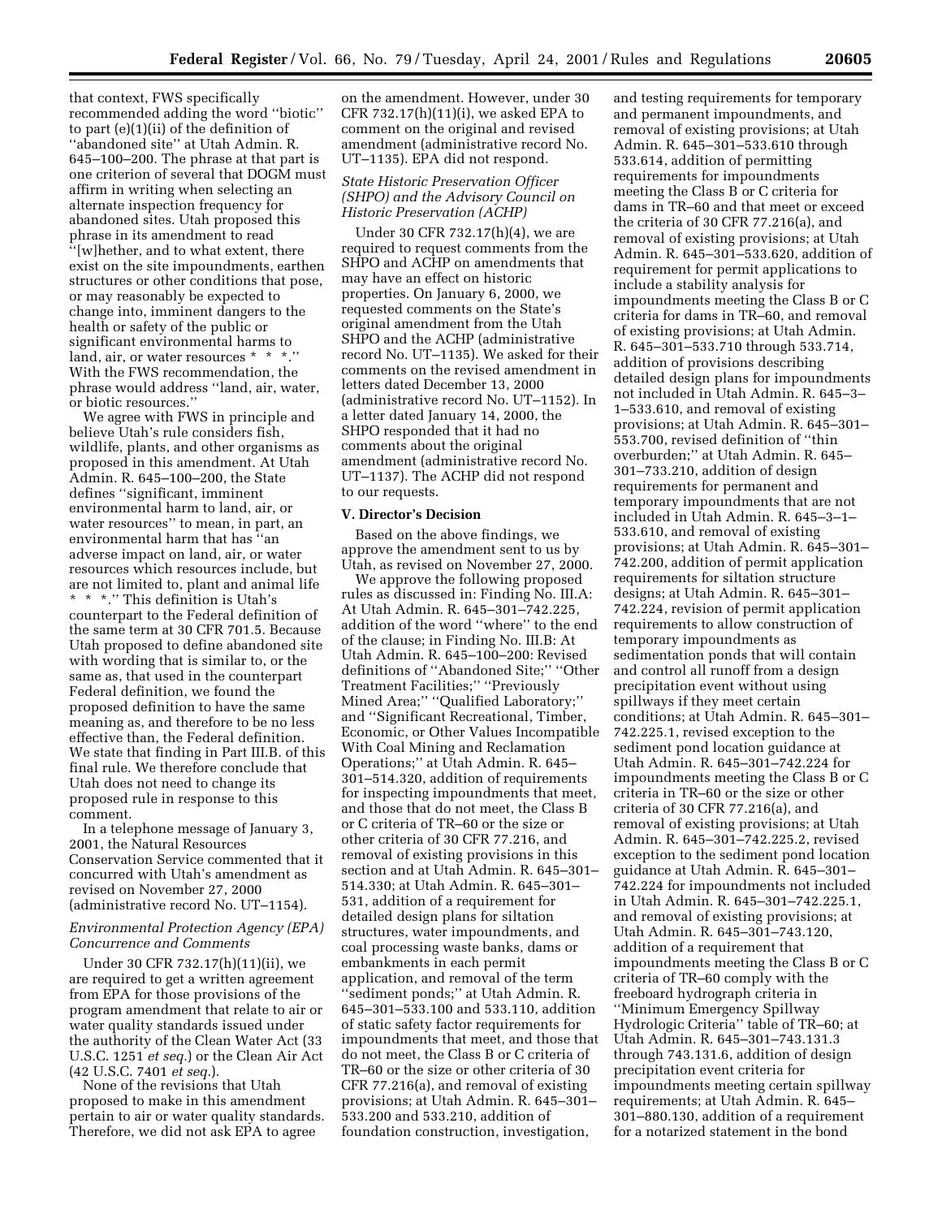that context, FWS specifically recommended adding the word ''biotic'' to part (e)(1)(ii) of the definition of ''abandoned site'' at Utah Admin. R. 645–100–200. The phrase at that part is one criterion of several that DOGM must affirm in writing when selecting an alternate inspection frequency for abandoned sites. Utah proposed this phrase in its amendment to read ''[w]hether, and to what extent, there exist on the site impoundments, earthen structures or other conditions that pose, or may reasonably be expected to change into, imminent dangers to the health or safety of the public or significant environmental harms to land, air, or water resources * * *.'' With the FWS recommendation, the phrase would address ''land, air, water, or biotic resources.''

We agree with FWS in principle and believe Utah's rule considers fish, wildlife, plants, and other organisms as proposed in this amendment. At Utah Admin. R. 645–100–200, the State defines ''significant, imminent environmental harm to land, air, or water resources'' to mean, in part, an environmental harm that has ''an adverse impact on land, air, or water resources which resources include, but are not limited to, plant and animal life * * *.'' This definition is Utah's counterpart to the Federal definition of the same term at 30 CFR 701.5. Because Utah proposed to define abandoned site with wording that is similar to, or the same as, that used in the counterpart Federal definition, we found the proposed definition to have the same meaning as, and therefore to be no less effective than, the Federal definition. We state that finding in Part III.B. of this final rule. We therefore conclude that Utah does not need to change its proposed rule in response to this comment.

In a telephone message of January 3, 2001, the Natural Resources Conservation Service commented that it concurred with Utah's amendment as revised on November 27, 2000 (administrative record No. UT–1154).

*Environmental Protection Agency (EPA) Concurrence and Comments*

Under 30 CFR 732.17(h)(11)(ii), we are required to get a written agreement from EPA for those provisions of the program amendment that relate to air or water quality standards issued under the authority of the Clean Water Act (33 U.S.C. 1251 *et seq.*) or the Clean Air Act (42 U.S.C. 7401 *et seq.*).

None of the revisions that Utah proposed to make in this amendment pertain to air or water quality standards. Therefore, we did not ask EPA to agree on the amendment. However, under 30 CFR 732.17(h)(11)(i), we asked EPA to comment on the original and revised amendment (administrative record No. UT–1135). EPA did not respond.

*State Historic Preservation Officer (SHPO) and the Advisory Council on Historic Preservation (ACHP)*

Under 30 CFR 732.17(h)(4), we are required to request comments from the SHPO and ACHP on amendments that may have an effect on historic properties. On January 6, 2000, we requested comments on the State's original amendment from the Utah SHPO and the ACHP (administrative record No. UT–1135). We asked for their comments on the revised amendment in letters dated December 13, 2000 (administrative record No. UT–1152). In a letter dated January 14, 2000, the SHPO responded that it had no comments about the original amendment (administrative record No. UT–1137). The ACHP did not respond to our requests.

**V. Director's Decision**

Based on the above findings, we approve the amendment sent to us by Utah, as revised on November 27, 2000.

We approve the following proposed rules as discussed in: Finding No. III.A: At Utah Admin. R. 645–301–742.225, addition of the word ''where'' to the end of the clause; in Finding No. III.B: At Utah Admin. R. 645–100–200: Revised definitions of ''Abandoned Site;'' ''Other Treatment Facilities;'' ''Previously Mined Area;'' ''Qualified Laboratory;'' and ''Significant Recreational, Timber, Economic, or Other Values Incompatible With Coal Mining and Reclamation Operations;'' at Utah Admin. R. 645–301–514.320, addition of requirements for inspecting impoundments that meet, and those that do not meet, the Class B or C criteria of TR–60 or the size or other criteria of 30 CFR 77.216, and removal of existing provisions in this section and at Utah Admin. R. 645–301–514.330; at Utah Admin. R. 645–301–531, addition of a requirement for detailed design plans for siltation structures, water impoundments, and coal processing waste banks, dams or embankments in each permit application, and removal of the term ''sediment ponds;'' at Utah Admin. R. 645–301–533.100 and 533.110, addition of static safety factor requirements for impoundments that meet, and those that do not meet, the Class B or C criteria of TR–60 or the size or other criteria of 30 CFR 77.216(a), and removal of existing provisions; at Utah Admin. R. 645–301–533.200 and 533.210, addition of foundation construction, investigation, and testing requirements for temporary and permanent impoundments, and removal of existing provisions; at Utah Admin. R. 645–301–533.610 through 533.614, addition of permitting requirements for impoundments meeting the Class B or C criteria for dams in TR–60 and that meet or exceed the criteria of 30 CFR 77.216(a), and removal of existing provisions; at Utah Admin. R. 645–301–533.620, addition of requirement for permit applications to include a stability analysis for impoundments meeting the Class B or C criteria for dams in TR–60, and removal of existing provisions; at Utah Admin. R. 645–301–533.710 through 533.714, addition of provisions describing detailed design plans for impoundments not included in Utah Admin. R. 645–3–1–533.610, and removal of existing provisions; at Utah Admin. R. 645–301–553.700, revised definition of ''thin overburden;'' at Utah Admin. R. 645–301–733.210, addition of design requirements for permanent and temporary impoundments that are not included in Utah Admin. R. 645–3–1–533.610, and removal of existing provisions; at Utah Admin. R. 645–301–742.200, addition of permit application requirements for siltation structure designs; at Utah Admin. R. 645–301–742.224, revision of permit application requirements to allow construction of temporary impoundments as sedimentation ponds that will contain and control all runoff from a design precipitation event without using spillways if they meet certain conditions; at Utah Admin. R. 645–301–742.225.1, revised exception to the sediment pond location guidance at Utah Admin. R. 645–301–742.224 for impoundments meeting the Class B or C criteria in TR–60 or the size or other criteria of 30 CFR 77.216(a), and removal of existing provisions; at Utah Admin. R. 645–301–742.225.2, revised exception to the sediment pond location guidance at Utah Admin. R. 645–301–742.224 for impoundments not included in Utah Admin. R. 645–301–742.225.1, and removal of existing provisions; at Utah Admin. R. 645–301–743.120, addition of a requirement that impoundments meeting the Class B or C criteria of TR–60 comply with the freeboard hydrograph criteria in ''Minimum Emergency Spillway Hydrologic Criteria'' table of TR–60; at Utah Admin. R. 645–301–743.131.3 through 743.131.6, addition of design precipitation event criteria for impoundments meeting certain spillway requirements; at Utah Admin. R. 645–301–880.130, addition of a requirement for a notarized statement in the bond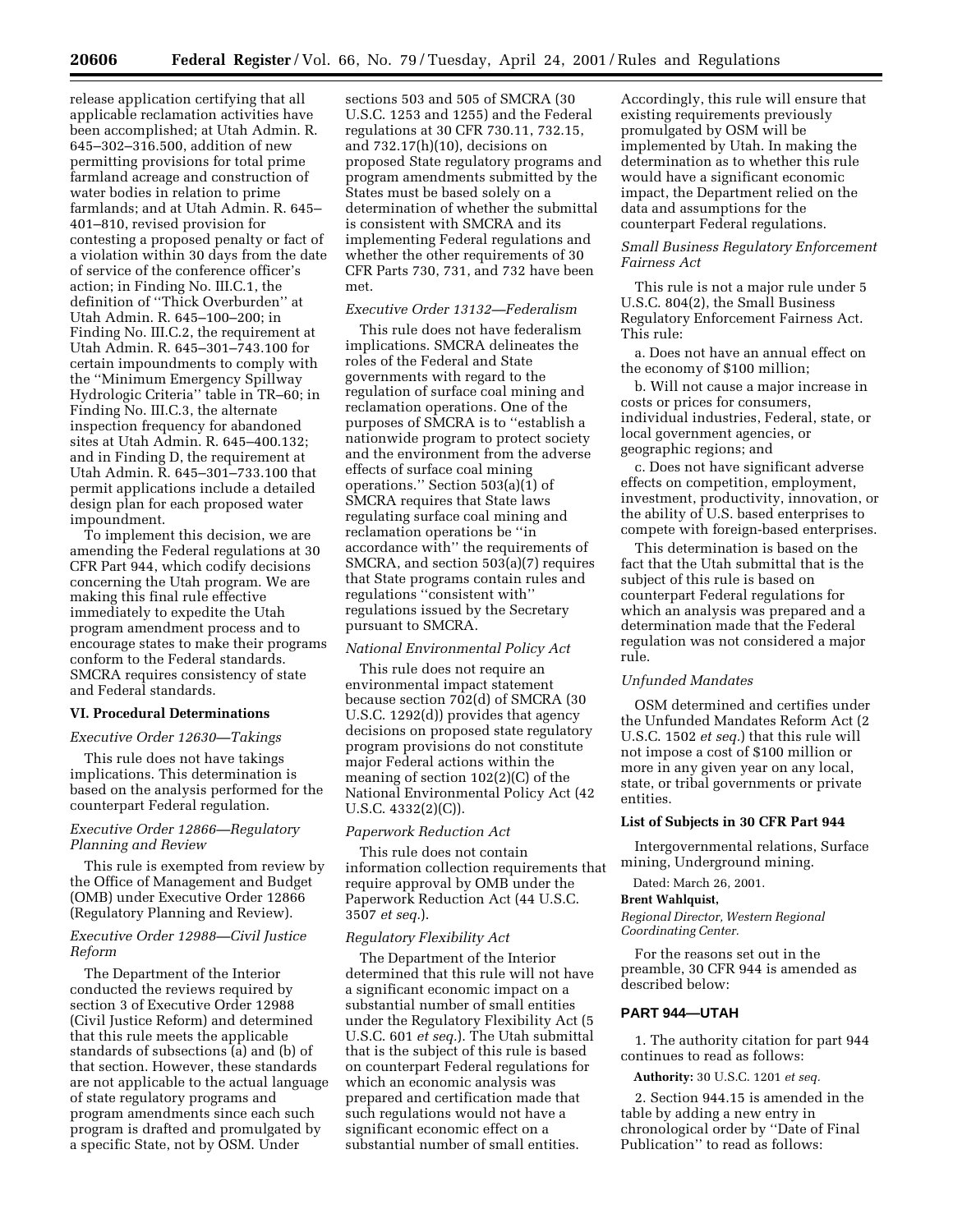release application certifying that all applicable reclamation activities have been accomplished; at Utah Admin. R. 645–302–316.500, addition of new permitting provisions for total prime farmland acreage and construction of water bodies in relation to prime farmlands; and at Utah Admin. R. 645–401–810, revised provision for contesting a proposed penalty or fact of a violation within 30 days from the date of service of the conference officer's action; in Finding No. III.C.1, the definition of ''Thick Overburden'' at Utah Admin. R. 645–100–200; in Finding No. III.C.2, the requirement at Utah Admin. R. 645–301–743.100 for certain impoundments to comply with the ''Minimum Emergency Spillway Hydrologic Criteria'' table in TR–60; in Finding No. III.C.3, the alternate inspection frequency for abandoned sites at Utah Admin. R. 645–400.132; and in Finding D, the requirement at Utah Admin. R. 645–301–733.100 that permit applications include a detailed design plan for each proposed water impoundment.

To implement this decision, we are amending the Federal regulations at 30 CFR Part 944, which codify decisions concerning the Utah program. We are making this final rule effective immediately to expedite the Utah program amendment process and to encourage states to make their programs conform to the Federal standards. SMCRA requires consistency of state and Federal standards.

## VI. Procedural Determinations

### *Executive Order 12630—Takings*

This rule does not have takings implications. This determination is based on the analysis performed for the counterpart Federal regulation.

### *Executive Order 12866—Regulatory Planning and Review*

This rule is exempted from review by the Office of Management and Budget (OMB) under Executive Order 12866 (Regulatory Planning and Review).

### *Executive Order 12988—Civil Justice Reform*

The Department of the Interior conducted the reviews required by section 3 of Executive Order 12988 (Civil Justice Reform) and determined that this rule meets the applicable standards of subsections (a) and (b) of that section. However, these standards are not applicable to the actual language of state regulatory programs and program amendments since each such program is drafted and promulgated by a specific State, not by OSM. Under sections 503 and 505 of SMCRA (30 U.S.C. 1253 and 1255) and the Federal regulations at 30 CFR 730.11, 732.15, and 732.17(h)(10), decisions on proposed State regulatory programs and program amendments submitted by the States must be based solely on a determination of whether the submittal is consistent with SMCRA and its implementing Federal regulations and whether the other requirements of 30 CFR Parts 730, 731, and 732 have been met.

### *Executive Order 13132—Federalism*

This rule does not have federalism implications. SMCRA delineates the roles of the Federal and State governments with regard to the regulation of surface coal mining and reclamation operations. One of the purposes of SMCRA is to ''establish a nationwide program to protect society and the environment from the adverse effects of surface coal mining operations.'' Section 503(a)(1) of SMCRA requires that State laws regulating surface coal mining and reclamation operations be ''in accordance with'' the requirements of SMCRA, and section 503(a)(7) requires that State programs contain rules and regulations ''consistent with'' regulations issued by the Secretary pursuant to SMCRA.

### *National Environmental Policy Act*

This rule does not require an environmental impact statement because section 702(d) of SMCRA (30 U.S.C. 1292(d)) provides that agency decisions on proposed state regulatory program provisions do not constitute major Federal actions within the meaning of section 102(2)(C) of the National Environmental Policy Act (42 U.S.C. 4332(2)(C)).

### *Paperwork Reduction Act*

This rule does not contain information collection requirements that require approval by OMB under the Paperwork Reduction Act (44 U.S.C. 3507 *et seq.*).

### *Regulatory Flexibility Act*

The Department of the Interior determined that this rule will not have a significant economic impact on a substantial number of small entities under the Regulatory Flexibility Act (5 U.S.C. 601 *et seq.*). The Utah submittal that is the subject of this rule is based on counterpart Federal regulations for which an economic analysis was prepared and certification made that such regulations would not have a significant economic effect on a substantial number of small entities. Accordingly, this rule will ensure that existing requirements previously promulgated by OSM will be implemented by Utah. In making the determination as to whether this rule would have a significant economic impact, the Department relied on the data and assumptions for the counterpart Federal regulations.

### *Small Business Regulatory Enforcement Fairness Act*

This rule is not a major rule under 5 U.S.C. 804(2), the Small Business Regulatory Enforcement Fairness Act. This rule:

a. Does not have an annual effect on the economy of $100 million;

b. Will not cause a major increase in costs or prices for consumers, individual industries, Federal, state, or local government agencies, or geographic regions; and

c. Does not have significant adverse effects on competition, employment, investment, productivity, innovation, or the ability of U.S. based enterprises to compete with foreign-based enterprises.

This determination is based on the fact that the Utah submittal that is the subject of this rule is based on counterpart Federal regulations for which an analysis was prepared and a determination made that the Federal regulation was not considered a major rule.

### *Unfunded Mandates*

OSM determined and certifies under the Unfunded Mandates Reform Act (2 U.S.C. 1502 *et seq.*) that this rule will not impose a cost of $100 million or more in any given year on any local, state, or tribal governments or private entities.

## List of Subjects in 30 CFR Part 944

Intergovernmental relations, Surface mining, Underground mining.

Dated: March 26, 2001.

**Brent Wahlquist,**

*Regional Director, Western Regional Coordinating Center.*

For the reasons set out in the preamble, 30 CFR 944 is amended as described below:

## PART 944—UTAH

1. The authority citation for part 944 continues to read as follows:

**Authority:** 30 U.S.C. 1201 *et seq.*

2. Section 944.15 is amended in the table by adding a new entry in chronological order by ''Date of Final Publication'' to read as follows: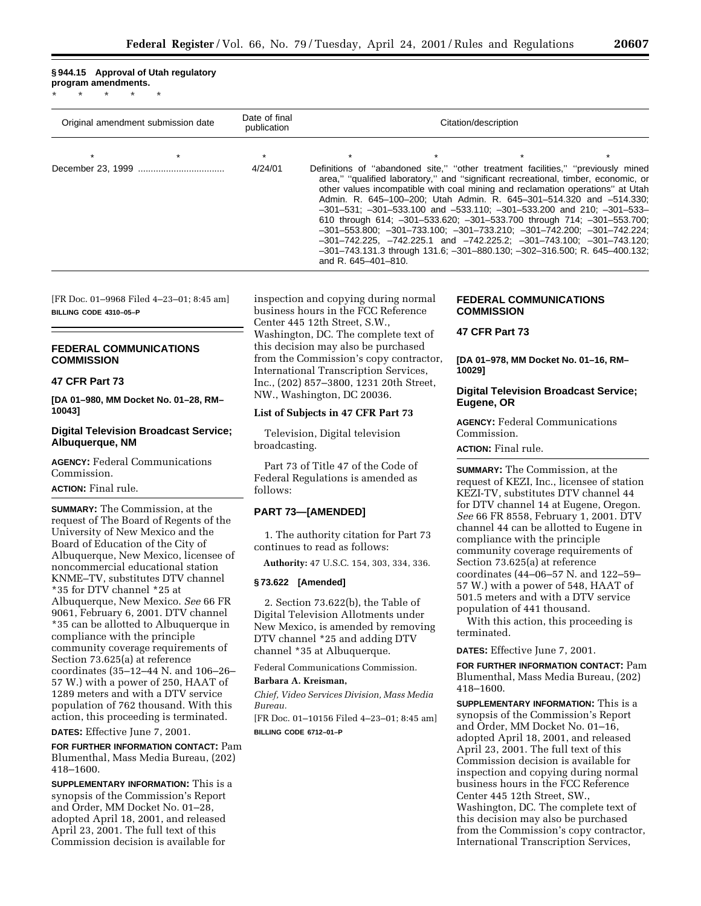**§ 944.15 Approval of Utah regulatory program amendments.**

\* \* \* \* \*

| Original amendment submission date | Date of final publication | Citation/description |
|---|---|---|
| \* \* | \* | \* \* \* \* |
| December 23, 1999 ................................. | 4/24/01 | Definitions of ''abandoned site,'' ''other treatment facilities,'' ''previously mined area,'' ''qualified laboratory,'' and ''significant recreational, timber, economic, or other values incompatible with coal mining and reclamation operations'' at Utah Admin. R. 645–100–200; Utah Admin. R. 645–301–514.320 and –514.330; –301–531; –301–533.100 and –533.110; –301–533.200 and 210; –301–533–610 through 614; –301–533.620; –301–533.700 through 714; –301–553.700; –301–553.800; –301–733.100; –301–733.210; –301–742.200; –301–742.224; –301–742.225, –742.225.1 and –742.225.2; –301–743.100; –301–743.120; –301–743.131.3 through 131.6; –301–880.130; –302–316.500; R. 645–400.132; and R. 645–401–810. |

[FR Doc. 01–9968 Filed 4–23–01; 8:45 am]

**BILLING CODE 4310–05–P**

## FEDERAL COMMUNICATIONS COMMISSION

### 47 CFR Part 73

**[DA 01–980, MM Docket No. 01–28, RM–10043]**

### Digital Television Broadcast Service; Albuquerque, NM

**AGENCY:** Federal Communications Commission.

**ACTION:** Final rule.

**SUMMARY:** The Commission, at the request of The Board of Regents of the University of New Mexico and the Board of Education of the City of Albuquerque, New Mexico, licensee of noncommercial educational station KNME–TV, substitutes DTV channel *35 for DTV channel *25 at Albuquerque, New Mexico. *See* 66 FR 9061, February 6, 2001. DTV channel *35 can be allotted to Albuquerque in compliance with the principle community coverage requirements of Section 73.625(a) at reference coordinates (35–12–44 N. and 106–26–57 W.) with a power of 250, HAAT of 1289 meters and with a DTV service population of 762 thousand. With this action, this proceeding is terminated.

**DATES:** Effective June 7, 2001.

**FOR FURTHER INFORMATION CONTACT:** Pam Blumenthal, Mass Media Bureau, (202) 418–1600.

**SUPPLEMENTARY INFORMATION:** This is a synopsis of the Commission's Report and Order, MM Docket No. 01–28, adopted April 18, 2001, and released April 23, 2001. The full text of this Commission decision is available for inspection and copying during normal business hours in the FCC Reference Center 445 12th Street, S.W., Washington, DC. The complete text of this decision may also be purchased from the Commission's copy contractor, International Transcription Services, Inc., (202) 857–3800, 1231 20th Street, NW., Washington, DC 20036.

**List of Subjects in 47 CFR Part 73**

Television, Digital television broadcasting.

Part 73 of Title 47 of the Code of Federal Regulations is amended as follows:

## PART 73—[AMENDED]

1. The authority citation for Part 73 continues to read as follows:

**Authority:** 47 U.S.C. 154, 303, 334, 336.

**§ 73.622 [Amended]**

2. Section 73.622(b), the Table of Digital Television Allotments under New Mexico, is amended by removing DTV channel *25 and adding DTV channel *35 at Albuquerque.

Federal Communications Commission.

**Barbara A. Kreisman,**

*Chief, Video Services Division, Mass Media Bureau.*

[FR Doc. 01–10156 Filed 4–23–01; 8:45 am]

**BILLING CODE 6712–01–P**

## FEDERAL COMMUNICATIONS COMMISSION

### 47 CFR Part 73

**[DA 01–978, MM Docket No. 01–16, RM–10029]**

### Digital Television Broadcast Service; Eugene, OR

**AGENCY:** Federal Communications Commission.

**ACTION:** Final rule.

**SUMMARY:** The Commission, at the request of KEZI, Inc., licensee of station KEZI-TV, substitutes DTV channel 44 for DTV channel 14 at Eugene, Oregon. *See* 66 FR 8558, February 1, 2001. DTV channel 44 can be allotted to Eugene in compliance with the principle community coverage requirements of Section 73.625(a) at reference coordinates (44–06–57 N. and 122–59–57 W.) with a power of 548, HAAT of 501.5 meters and with a DTV service population of 441 thousand.

With this action, this proceeding is terminated.

**DATES:** Effective June 7, 2001.

**FOR FURTHER INFORMATION CONTACT:** Pam Blumenthal, Mass Media Bureau, (202) 418–1600.

**SUPPLEMENTARY INFORMATION:** This is a synopsis of the Commission's Report and Order, MM Docket No. 01–16, adopted April 18, 2001, and released April 23, 2001. The full text of this Commission decision is available for inspection and copying during normal business hours in the FCC Reference Center 445 12th Street, SW., Washington, DC. The complete text of this decision may also be purchased from the Commission's copy contractor, International Transcription Services,